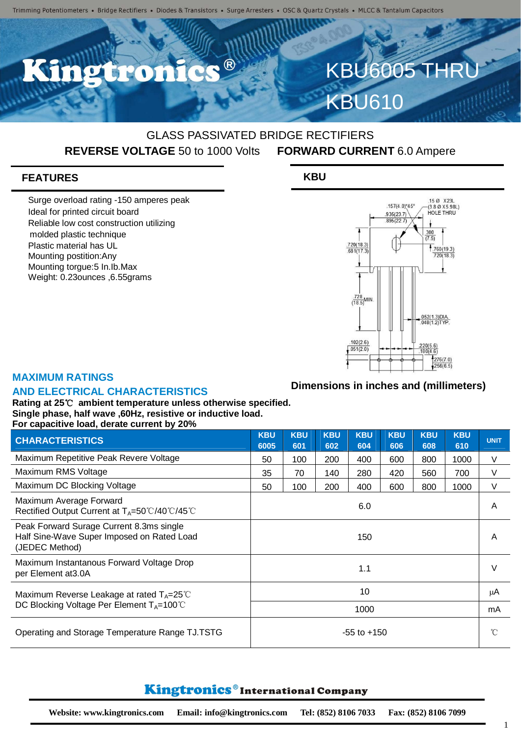Trimming Potentiometers • Bridge Rectifiers • Diodes & Transistors • Surge Arresters • OSC & Quartz Crystals • MLCC & Tantalum Capacitors

# Kingtronics®

# KBU6005 THRU KBU610

## GLASS PASSIVATED BRIDGE RECTIFIERS

**REVERSE VOLTAGE** 50 to 1000 Volts **FORWARD CURRENT** 6.0 Ampere

## FEATURES

- Surge overload rating -150 amperes peak
- Ideal for printed circuit board
- Reliable low cost construction utilizing molded plastic technique
- Plastic material has UL
- Mounting postition:Any
- Mounting torgue:5 In.lb.Max
- Weight: 0.23ounces ,6.55grams

## KBU

.157(4.0)*45°
.935(23.7)
.895(22.7)
.15 Ø X23L (3.8 Ø X5.98L) HOLE THRU
.300 (7.5)
.720(18.3)
.681(17.3)
.760(19.3)
.720(18.3)
.728 (18.5) MIN.
.052(1.3)DIA.
.048(1.2)TYP.
.102(2.6)
.051(2.0)
.220(5.6)
.180(4.6)
.276(7.0)
.256(6.5)

Dimensions in inches and (millimeters)

## MAXIMUM RATINGS AND ELECTRICAL CHARACTERISTICS

**Rating at 25℃ ambient temperature unless otherwise specified.**
**Single phase, half wave ,60Hz, resistive or inductive load.**
**For capacitive load, derate current by 20%**

| CHARACTERISTICS | KBU 6005 | KBU 601 | KBU 602 | KBU 604 | KBU 606 | KBU 608 | KBU 610 | UNIT |
|---|---|---|---|---|---|---|---|---|
| Maximum Repetitive Peak Revere Voltage | 50 | 100 | 200 | 400 | 600 | 800 | 1000 | V |
| Maximum RMS Voltage | 35 | 70 | 140 | 280 | 420 | 560 | 700 | V |
| Maximum DC Blocking Voltage | 50 | 100 | 200 | 400 | 600 | 800 | 1000 | V |
| Maximum Average Forward Rectified Output Current at $T_A$=50℃/40℃/45℃ | 6.0 | | | | | | | A |
| Peak Forward Surage Current 8.3ms single Half Sine-Wave Super Imposed on Rated Load (JEDEC Method) | 150 | | | | | | | A |
| Maximum Instantanous Forward Voltage Drop per Element at3.0A | 1.1 | | | | | | | V |
| Maximum Reverse Leakage at rated $T_A$=25℃ DC Blocking Voltage Per Element | 10 | | | | | | | μA |
| $T_A$=100℃ | 1000 | | | | | | | mA |
| Operating and Storage Temperature Range TJ.TSTG | -55 to +150 | | | | | | | ℃ |

**Kingtronics® International Company**

Website: www.kingtronics.com Email: info@kingtronics.com Tel: (852) 8106 7033 Fax: (852) 8106 7099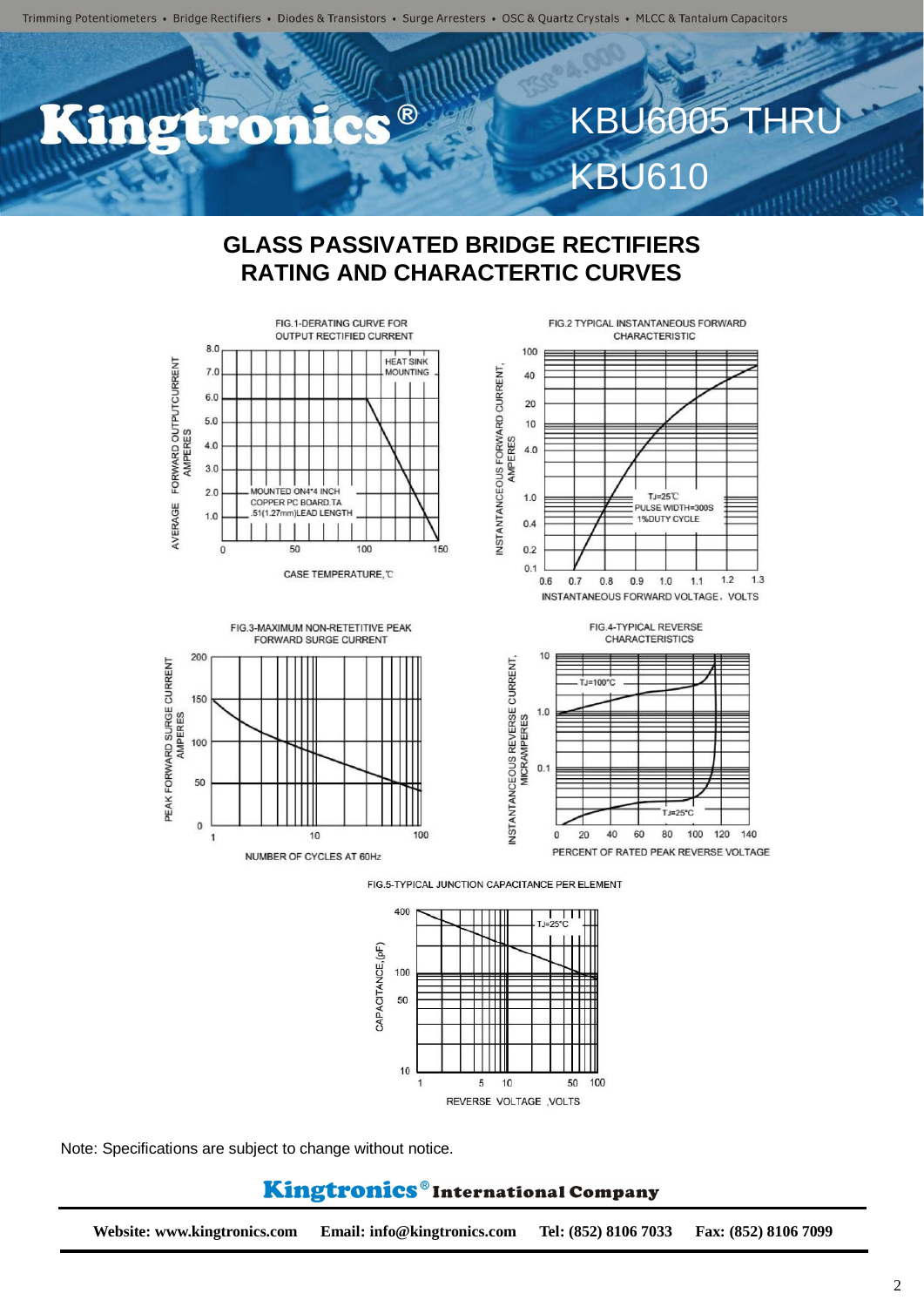Trimming Potentiometers • Bridge Rectifiers • Diodes & Transistors • Surge Arresters • OSC & Quartz Crystals • MLCC & Tantalum Capacitors

# Kingtronics®

## KBU6005 THRU KBU610

## GLASS PASSIVATED BRIDGE RECTIFIERS
## RATING AND CHARACTERTIC CURVES

FIG.1-DERATING CURVE FOR OUTPUT RECTIFIED CURRENT

AVERAGE FORWARD OUTPUTCURRENT AMPERES

8.0
7.0
6.0
5.0
4.0
3.0
2.0
1.0
0

HEAT SINK MOUNTING

MOUNTED ON4*4 INCH COPPER PC BOARD.TA .51(1.27mm)LEAD LENGTH

0 50 100 150

CASE TEMPERATURE,℃

FIG.2 TYPICAL INSTANTANEOUS FORWARD CHARACTERISTIC

INSTANTANEOUS FORWARD CURRENT, AMPERES

100
40
20
10
4.0
1.0
0.4
0.2
0.1

TJ=25℃
PULSE WIDTH=300S
1%DUTY CYCLE

0.6 0.7 0.8 0.9 1.0 1.1 1.2 1.3

INSTANTANEOUS FORWARD VOLTAGE，VOLTS

FIG.3-MAXIMUM NON-RETETITIVE PEAK FORWARD SURGE CURRENT

PEAK FORWARD SURGE CURRENT AMPERES

200
150
100
50
0

1 10 100

NUMBER OF CYCLES AT 60Hz

FIG.4-TYPICAL REVERSE CHARACTERISTICS

INSTANTANEOUS REVERSE CURRENT, MICRAMPERES

10
1.0
0.1

TJ=100°C

TJ=25°C

0 20 40 60 80 100 120 140

PERCENT OF RATED PEAK REVERSE VOLTAGE

FIG.5-TYPICAL JUNCTION CAPACITANCE PER ELEMENT

CAPACITANCE,(pF)

400
100
50
10

TJ=25°C

1 5 10 50 100

REVERSE VOLTAGE ,VOLTS

Note: Specifications are subject to change without notice.

**Kingtronics® International Company**

**Website: www.kingtronics.com  Email: info@kingtronics.com  Tel: (852) 8106 7033  Fax: (852) 8106 7099**